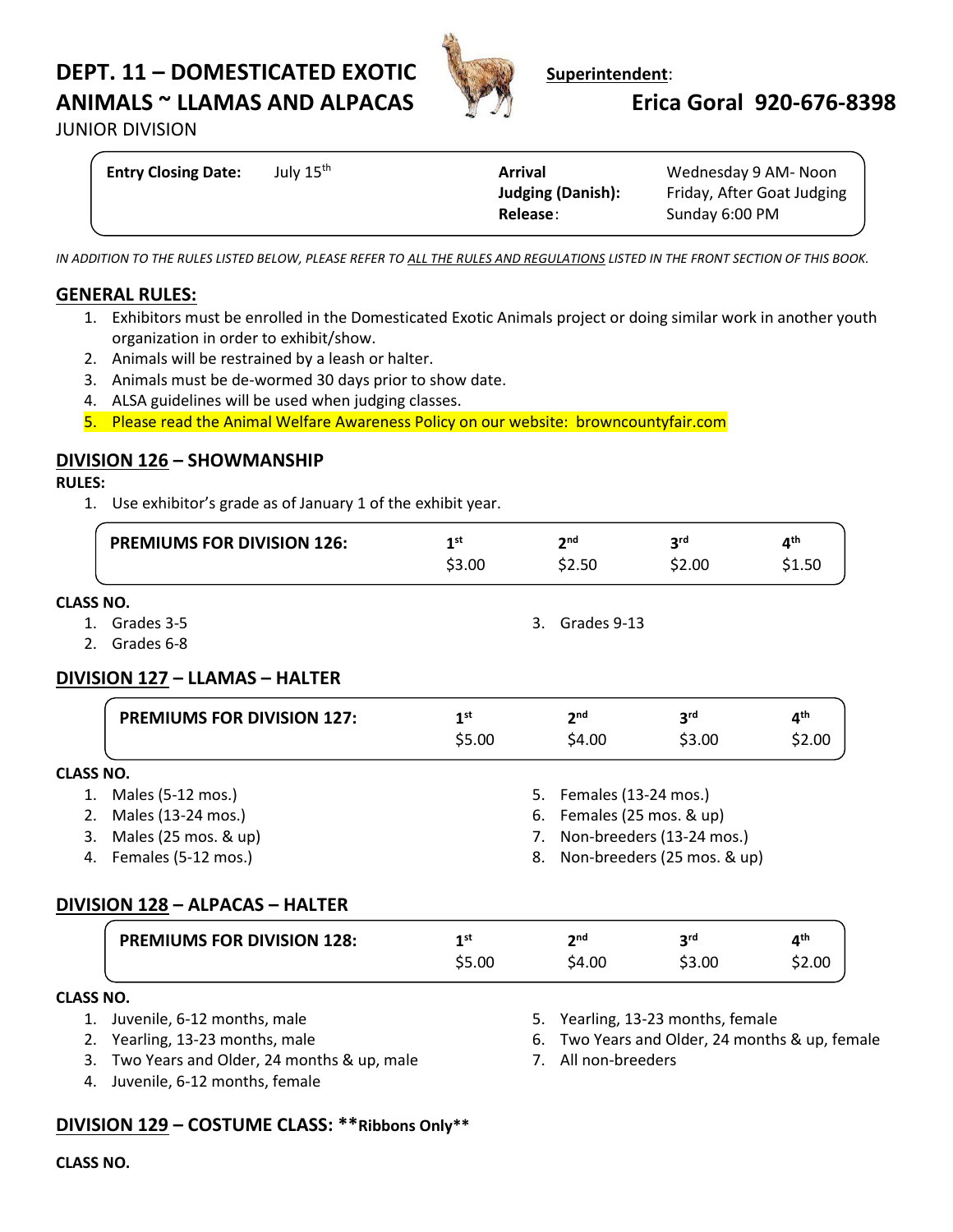# DEPT. 11 – DOMESTICATED EXOTIC ANIMALS ~ LLAMAS AND ALPACAS

JUNIOR DIVISION

**Superintendent**: **Erica Goral 920-676-8398**

| | | | |
|---|---|---|---|
| **Entry Closing Date:** | July 15th | **Arrival** | Wednesday 9 AM- Noon |
| | | **Judging (Danish):** | Friday, After Goat Judging |
| | | **Release**: | Sunday 6:00 PM |

*IN ADDITION TO THE RULES LISTED BELOW, PLEASE REFER TO ALL THE RULES AND REGULATIONS LISTED IN THE FRONT SECTION OF THIS BOOK.*

## GENERAL RULES:

1. Exhibitors must be enrolled in the Domesticated Exotic Animals project or doing similar work in another youth organization in order to exhibit/show.
2. Animals will be restrained by a leash or halter.
3. Animals must be de-wormed 30 days prior to show date.
4. ALSA guidelines will be used when judging classes.
5. Please read the Animal Welfare Awareness Policy on our website: browncountyfair.com

## DIVISION 126 – SHOWMANSHIP

**RULES:**

1. Use exhibitor's grade as of January 1 of the exhibit year.

| PREMIUMS FOR DIVISION 126: | 1st | 2nd | 3rd | 4th |
|---|---|---|---|---|
| | $3.00 | $2.50 | $2.00 | $1.50 |

**CLASS NO.**

1. Grades 3-5
2. Grades 6-8
3. Grades 9-13

## DIVISION 127 – LLAMAS – HALTER

| PREMIUMS FOR DIVISION 127: | 1st | 2nd | 3rd | 4th |
|---|---|---|---|---|
| | $5.00 | $4.00 | $3.00 | $2.00 |

**CLASS NO.**

1. Males (5-12 mos.)
2. Males (13-24 mos.)
3. Males (25 mos. & up)
4. Females (5-12 mos.)
5. Females (13-24 mos.)
6. Females (25 mos. & up)
7. Non-breeders (13-24 mos.)
8. Non-breeders (25 mos. & up)

## DIVISION 128 – ALPACAS – HALTER

| PREMIUMS FOR DIVISION 128: | 1st | 2nd | 3rd | 4th |
|---|---|---|---|---|
| | $5.00 | $4.00 | $3.00 | $2.00 |

**CLASS NO.**

1. Juvenile, 6-12 months, male
2. Yearling, 13-23 months, male
3. Two Years and Older, 24 months & up, male
4. Juvenile, 6-12 months, female
5. Yearling, 13-23 months, female
6. Two Years and Older, 24 months & up, female
7. All non-breeders

## DIVISION 129 – COSTUME CLASS: **Ribbons Only**

**CLASS NO.**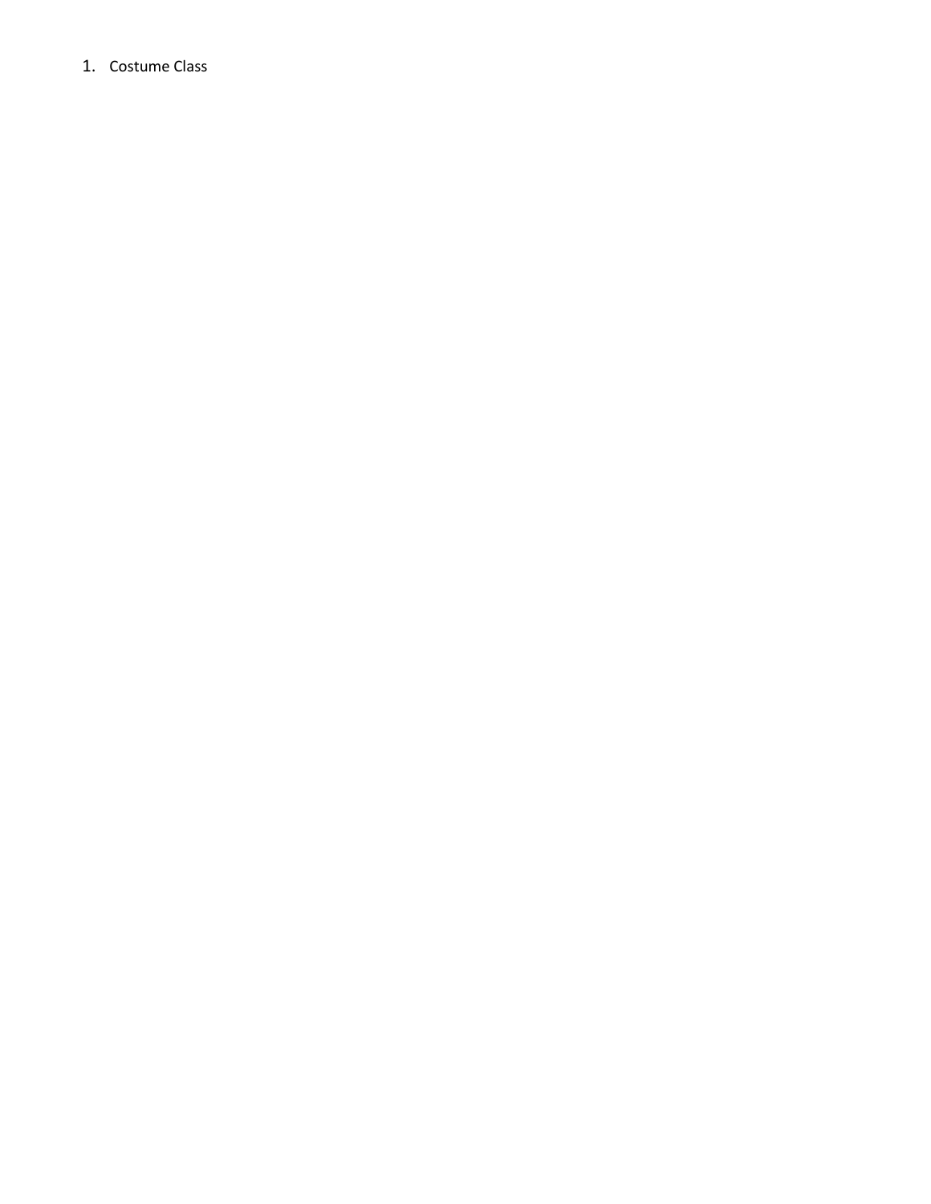1. Costume Class